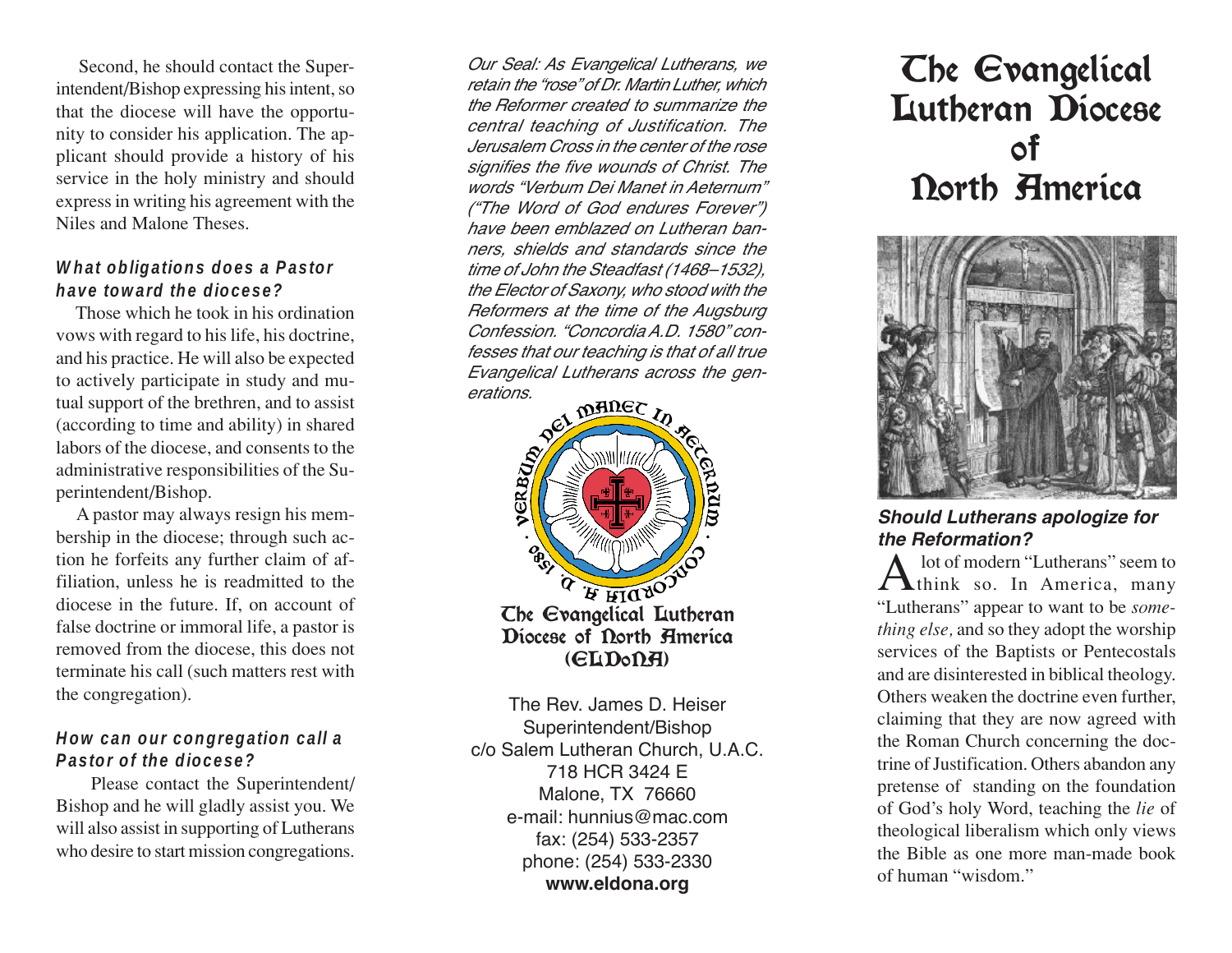Second, he should contact the Superintendent/Bishop expressing his intent, so that the diocese will have the opportunity to consider his application. The applicant should provide a history of his service in the holy ministry and should express in writing his agreement with the Niles and Malone Theses.

### What obligations does a Pastor have toward the diocese?

Those which he took in his ordination vows with regard to his life, his doctrine, and his practice. He will also be expected to actively participate in study and mutual support of the brethren, and to assist (according to time and ability) in shared labors of the diocese, and consents to the administrative responsibilities of the Superintendent/Bishop.

A pastor may always resign his membership in the diocese; through such action he forfeits any further claim of affiliation, unless he is readmitted to the diocese in the future. If, on account of false doctrine or immoral life, a pastor is removed from the diocese, this does not terminate his call (such matters rest with the congregation).

### How can our congregation call a Pastor of the diocese?

Please contact the Superintendent/Bishop and he will gladly assist you. We will also assist in supporting of Lutherans who desire to start mission congregations.

*Our Seal: As Evangelical Lutherans, we retain the "rose" of Dr. Martin Luther, which the Reformer created to summarize the central teaching of Justification. The Jerusalem Cross in the center of the rose signifies the five wounds of Christ. The words "Verbum Dei Manet in Aeternum" ("The Word of God endures Forever") have been emblazoned on Lutheran banners, shields and standards since the time of John the Steadfast (1468–1532), the Elector of Saxony, who stood with the Reformers at the time of the Augsburg Confession. "Concordia A.D. 1580" confesses that our teaching is that of all true Evangelical Lutherans across the generations.*

VERBUM DEI MANET IN AETERNUM · CONCORDIA A. D. 1580 ·

The Evangelical Lutheran Diocese of North America (ELDoNA)

The Rev. James D. Heiser
Superintendent/Bishop
c/o Salem Lutheran Church, U.A.C.
718 HCR 3424 E
Malone, TX 76660
e-mail: hunnius@mac.com
fax: (254) 533-2357
phone: (254) 533-2330
**www.eldona.org**

# The Evangelical Lutheran Diocese of North America

### Should Lutherans apologize for the Reformation?

A lot of modern "Lutherans" seem to think so. In America, many "Lutherans" appear to want to be *something else,* and so they adopt the worship services of the Baptists or Pentecostals and are disinterested in biblical theology. Others weaken the doctrine even further, claiming that they are now agreed with the Roman Church concerning the doctrine of Justification. Others abandon any pretense of standing on the foundation of God's holy Word, teaching the *lie* of theological liberalism which only views the Bible as one more man-made book of human "wisdom."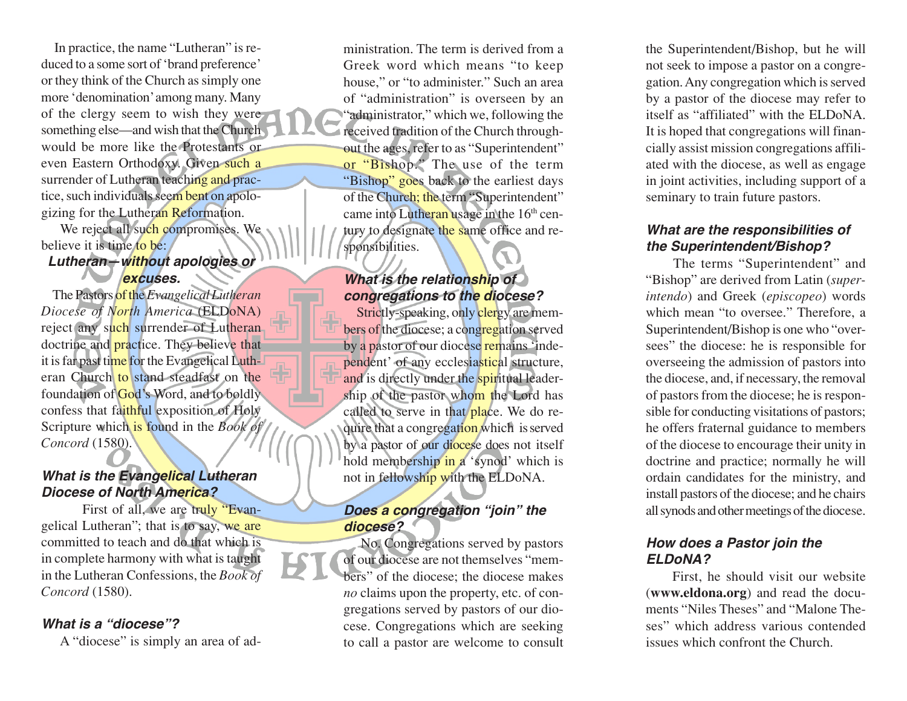In practice, the name "Lutheran" is reduced to a some sort of 'brand preference' or they think of the Church as simply one more 'denomination' among many. Many of the clergy seem to wish they were something else—and wish that the Church would be more like the Protestants or even Eastern Orthodoxy. Given such a surrender of Lutheran teaching and practice, such individuals seem bent on apologizing for the Lutheran Reformation.

We reject all such compromises. We believe it is time to be:

***Lutheran—without apologies or excuses.***

The Pastors of the *Evangelical Lutheran Diocese of North America* (ELDoNA) reject any such surrender of Lutheran doctrine and practice. They believe that it is far past time for the Evangelical Lutheran Church to stand steadfast on the foundation of God's Word, and to boldly confess that faithful exposition of Holy Scripture which is found in the *Book of Concord* (1580).

### *What is the Evangelical Lutheran Diocese of North America?*

First of all, we are truly "Evangelical Lutheran"; that is to say, we are committed to teach and do that which is in complete harmony with what is taught in the Lutheran Confessions, the *Book of Concord* (1580).

### *What is a "diocese"?*

A "diocese" is simply an area of administration. The term is derived from a Greek word which means "to keep house," or "to administer." Such an area of "administration" is overseen by an "administrator," which we, following the received tradition of the Church throughout the ages, refer to as "Superintendent" or "Bishop." The use of the term "Bishop" goes back to the earliest days of the Church; the term "Superintendent" came into Lutheran usage in the 16th century to designate the same office and responsibilities.

### *What is the relationship of congregations to the diocese?*

Strictly-speaking, only clergy are members of the diocese; a congregation served by a pastor of our diocese remains 'independent' of any ecclesiastical structure, and is directly under the spiritual leadership of the pastor whom the Lord has called to serve in that place. We do require that a congregation which is served by a pastor of our diocese does not itself hold membership in a 'synod' which is not in fellowship with the ELDoNA.

### *Does a congregation "join" the diocese?*

No. Congregations served by pastors of our diocese are not themselves "members" of the diocese; the diocese makes *no* claims upon the property, etc. of congregations served by pastors of our diocese. Congregations which are seeking to call a pastor are welcome to consult the Superintendent/Bishop, but he will not seek to impose a pastor on a congregation. Any congregation which is served by a pastor of the diocese may refer to itself as "affiliated" with the ELDoNA. It is hoped that congregations will financially assist mission congregations affiliated with the diocese, as well as engage in joint activities, including support of a seminary to train future pastors.

### *What are the responsibilities of the Superintendent/Bishop?*

The terms "Superintendent" and "Bishop" are derived from Latin (*superintendo*) and Greek (*episcopeo*) words which mean "to oversee." Therefore, a Superintendent/Bishop is one who "oversees" the diocese: he is responsible for overseeing the admission of pastors into the diocese, and, if necessary, the removal of pastors from the diocese; he is responsible for conducting visitations of pastors; he offers fraternal guidance to members of the diocese to encourage their unity in doctrine and practice; normally he will ordain candidates for the ministry, and install pastors of the diocese; and he chairs all synods and other meetings of the diocese.

### *How does a Pastor join the ELDoNA?*

First, he should visit our website (**www.eldona.org**) and read the documents "Niles Theses" and "Malone Theses" which address various contended issues which confront the Church.